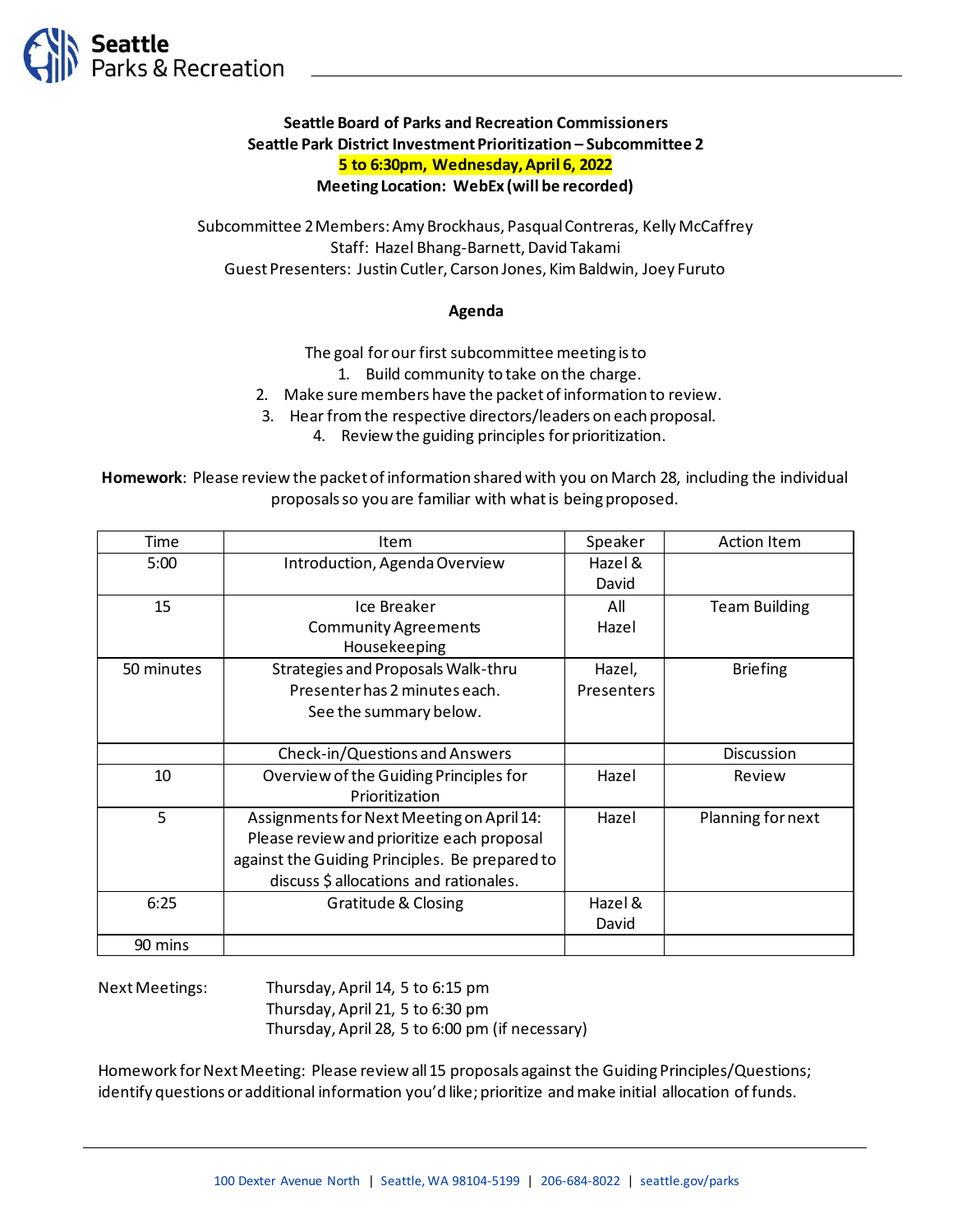**Seattle Board of Parks and Recreation Commissioners**
**Seattle Park District Investment Prioritization – Subcommittee 2**
**5 to 6:30pm, Wednesday, April 6, 2022**
**Meeting Location: WebEx (will be recorded)**

Subcommittee 2 Members: Amy Brockhaus, Pasqual Contreras, Kelly McCaffrey
Staff: Hazel Bhang-Barnett, David Takami
Guest Presenters: Justin Cutler, Carson Jones, Kim Baldwin, Joey Furuto

**Agenda**

The goal for our first subcommittee meeting is to

1. Build community to take on the charge.
2. Make sure members have the packet of information to review.
3. Hear from the respective directors/leaders on each proposal.
4. Review the guiding principles for prioritization.

**Homework**: Please review the packet of information shared with you on March 28, including the individual proposals so you are familiar with what is being proposed.

| Time | Item | Speaker | Action Item |
|---|---|---|---|
| 5:00 | Introduction, Agenda Overview | Hazel & David | |
| 15 | Ice Breaker<br>Community Agreements<br>Housekeeping | All<br>Hazel | Team Building |
| 50 minutes | Strategies and Proposals Walk-thru<br>Presenter has 2 minutes each.<br>See the summary below. | Hazel, Presenters | Briefing |
| | Check-in/Questions and Answers | | Discussion |
| 10 | Overview of the Guiding Principles for Prioritization | Hazel | Review |
| 5 | Assignments for Next Meeting on April 14: Please review and prioritize each proposal against the Guiding Principles. Be prepared to discuss $ allocations and rationales. | Hazel | Planning for next |
| 6:25 | Gratitude & Closing | Hazel & David | |
| 90 mins | | | |

Next Meetings:

- Thursday, April 14, 5 to 6:15 pm
- Thursday, April 21, 5 to 6:30 pm
- Thursday, April 28, 5 to 6:00 pm (if necessary)

Homework for Next Meeting: Please review all 15 proposals against the Guiding Principles/Questions; identify questions or additional information you'd like; prioritize and make initial allocation of funds.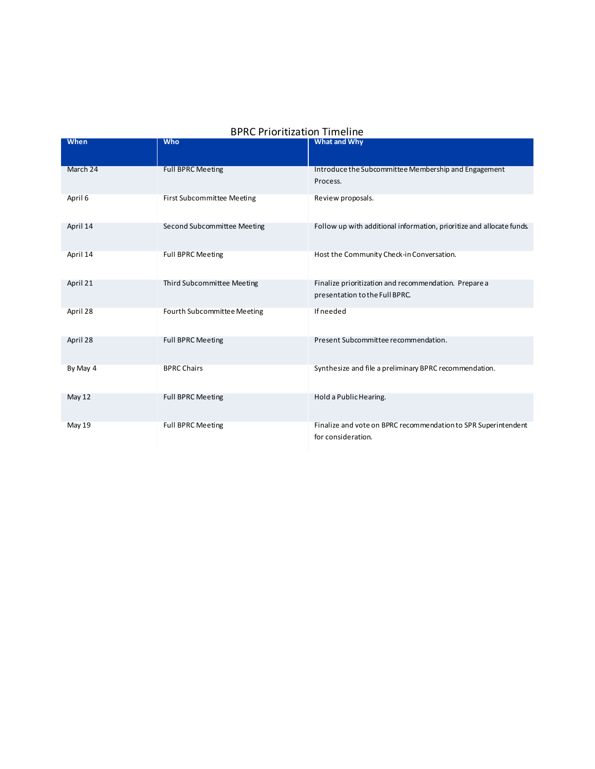## BPRC Prioritization Timeline

| When | Who | What and Why |
|---|---|---|
| March 24 | Full BPRC Meeting | Introduce the Subcommittee Membership and Engagement Process. |
| April 6 | First Subcommittee Meeting | Review proposals. |
| April 14 | Second Subcommittee Meeting | Follow up with additional information, prioritize and allocate funds. |
| April 14 | Full BPRC Meeting | Host the Community Check-in Conversation. |
| April 21 | Third Subcommittee Meeting | Finalize prioritization and recommendation. Prepare a presentation to the Full BPRC. |
| April 28 | Fourth Subcommittee Meeting | If needed |
| April 28 | Full BPRC Meeting | Present Subcommittee recommendation. |
| By May 4 | BPRC Chairs | Synthesize and file a preliminary BPRC recommendation. |
| May 12 | Full BPRC Meeting | Hold a Public Hearing. |
| May 19 | Full BPRC Meeting | Finalize and vote on BPRC recommendation to SPR Superintendent for consideration. |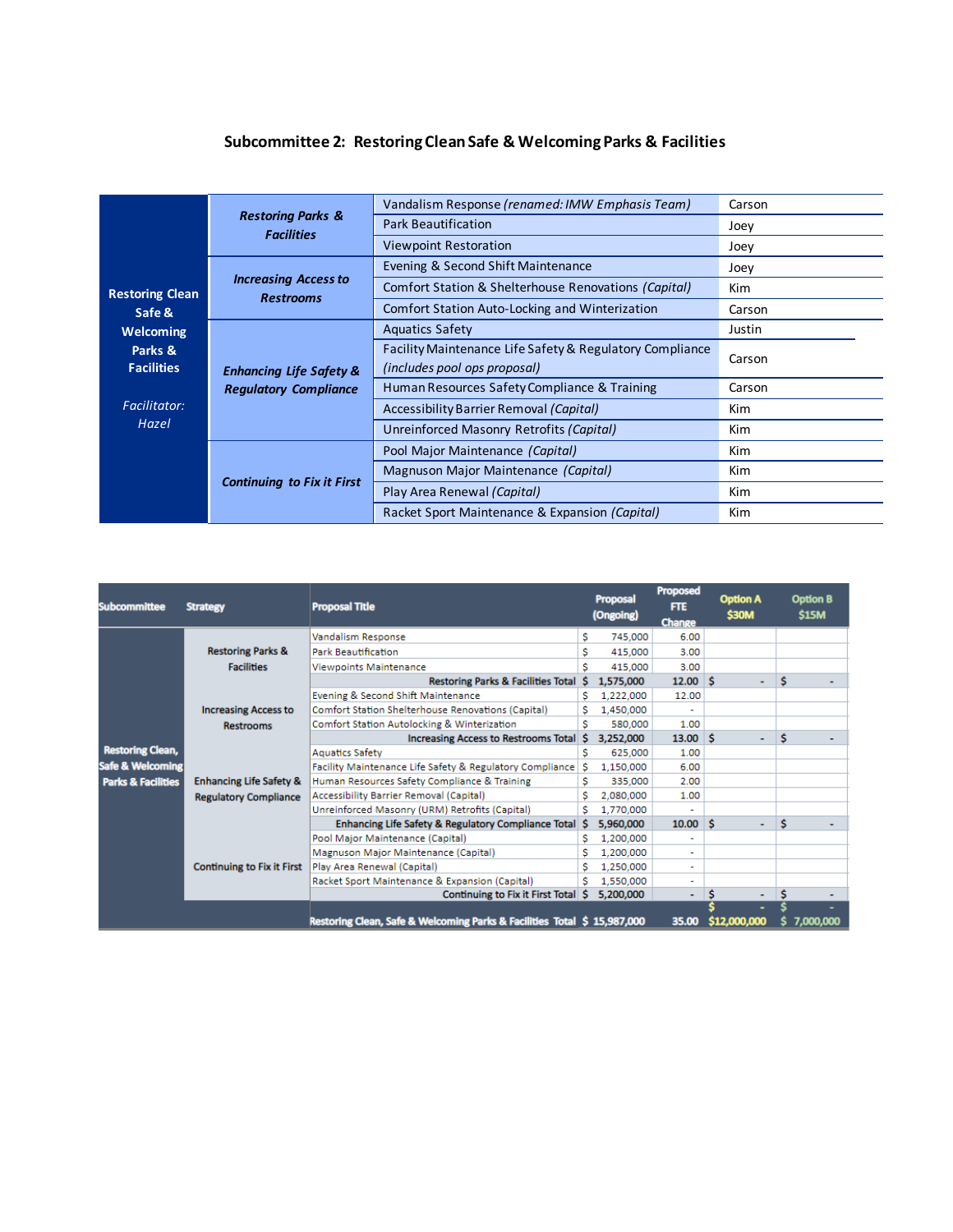## Subcommittee 2: Restoring Clean Safe & Welcoming Parks & Facilities

| | | | |
|---|---|---|---|
| **Restoring Clean Safe & Welcoming Parks & Facilities**<br>*Facilitator: Hazel* | ***Restoring Parks & Facilities*** | Vandalism Response *(renamed: IMW Emphasis Team)* | Carson |
| | | Park Beautification | Joey |
| | | Viewpoint Restoration | Joey |
| | ***Increasing Access to Restrooms*** | Evening & Second Shift Maintenance | Joey |
| | | Comfort Station & Shelterhouse Renovations *(Capital)* | Kim |
| | | Comfort Station Auto-Locking and Winterization | Carson |
| | ***Enhancing Life Safety & Regulatory Compliance*** | Aquatics Safety | Justin |
| | | Facility Maintenance Life Safety & Regulatory Compliance *(includes pool ops proposal)* | Carson |
| | | Human Resources Safety Compliance & Training | Carson |
| | | Accessibility Barrier Removal *(Capital)* | Kim |
| | | Unreinforced Masonry Retrofits *(Capital)* | Kim |
| | ***Continuing to Fix it First*** | Pool Major Maintenance *(Capital)* | Kim |
| | | Magnuson Major Maintenance *(Capital)* | Kim |
| | | Play Area Renewal *(Capital)* | Kim |
| | | Racket Sport Maintenance & Expansion *(Capital)* | Kim |

| Subcommittee | Strategy | Proposal Title | Proposal (Ongoing) | Proposed FTE Change | Option A $30M | Option B $15M |
|---|---|---|---|---|---|---|
| Restoring Clean, Safe & Welcoming Parks & Facilities | Restoring Parks & Facilities | Vandalism Response | $ 745,000 | 6.00 | | |
| | | Park Beautification | $ 415,000 | 3.00 | | |
| | | Viewpoints Maintenance | $ 415,000 | 3.00 | | |
| | | **Restoring Parks & Facilities Total** | **$ 1,575,000** | **12.00** | **$ -** | **$ -** |
| | Increasing Access to Restrooms | Evening & Second Shift Maintenance | $ 1,222,000 | 12.00 | | |
| | | Comfort Station Shelterhouse Renovations (Capital) | $ 1,450,000 | - | | |
| | | Comfort Station Autolocking & Winterization | $ 580,000 | 1.00 | | |
| | | **Increasing Access to Restrooms Total** | **$ 3,252,000** | **13.00** | **$ -** | **$ -** |
| | Enhancing Life Safety & Regulatory Compliance | Aquatics Safety | $ 625,000 | 1.00 | | |
| | | Facility Maintenance Life Safety & Regulatory Compliance | $ 1,150,000 | 6.00 | | |
| | | Human Resources Safety Compliance & Training | $ 335,000 | 2.00 | | |
| | | Accessibility Barrier Removal (Capital) | $ 2,080,000 | 1.00 | | |
| | | Unreinforced Masonry (URM) Retrofits (Capital) | $ 1,770,000 | - | | |
| | | **Enhancing Life Safety & Regulatory Compliance Total** | **$ 5,960,000** | **10.00** | **$ -** | **$ -** |
| | Continuing to Fix it First | Pool Major Maintenance (Capital) | $ 1,200,000 | - | | |
| | | Magnuson Major Maintenance (Capital) | $ 1,200,000 | - | | |
| | | Play Area Renewal (Capital) | $ 1,250,000 | - | | |
| | | Racket Sport Maintenance & Expansion (Capital) | $ 1,550,000 | - | | |
| | | **Continuing to Fix it First Total** | **$ 5,200,000** | **-** | **$ -** | **$ -** |
| | | **Restoring Clean, Safe & Welcoming Parks & Facilities Total** | **$ 15,987,000** | **35.00** | **$ - $12,000,000** | **$ - $ 7,000,000** |